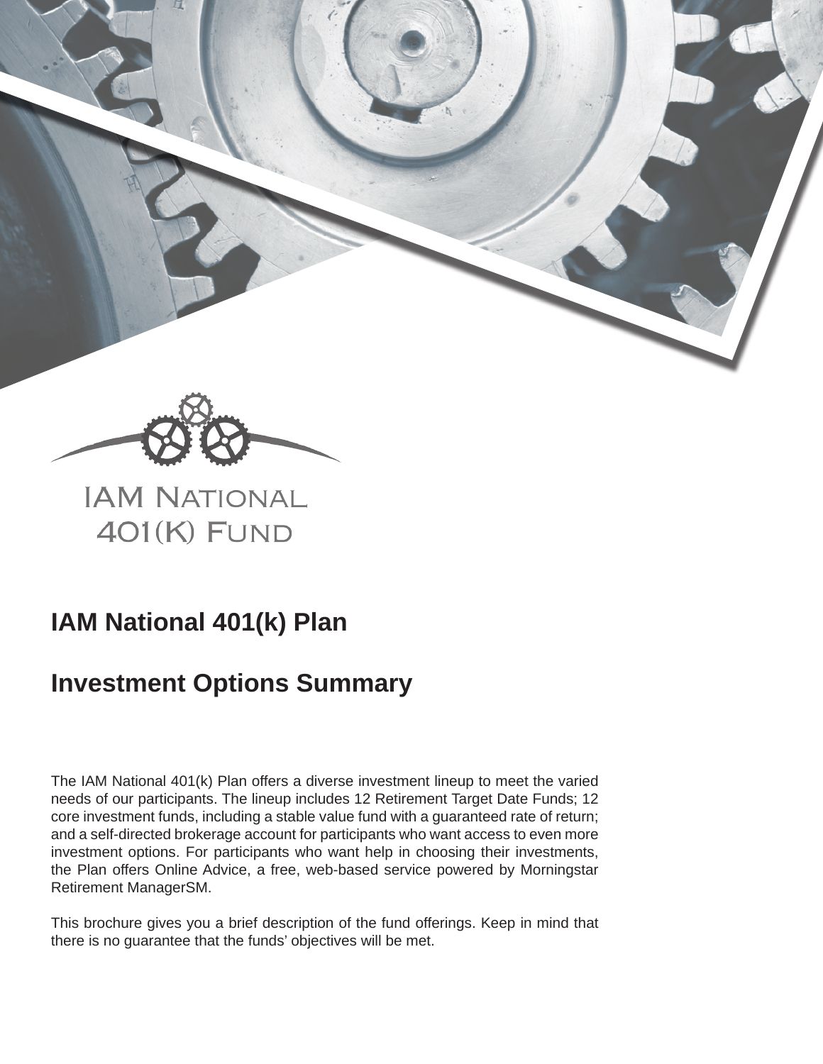IAM National 401(K) Fund

# IAM National 401(k) Plan

# Investment Options Summary

The IAM National 401(k) Plan offers a diverse investment lineup to meet the varied needs of our participants. The lineup includes 12 Retirement Target Date Funds; 12 core investment funds, including a stable value fund with a guaranteed rate of return; and a self-directed brokerage account for participants who want access to even more investment options. For participants who want help in choosing their investments, the Plan offers Online Advice, a free, web-based service powered by Morningstar Retirement ManagerSM.

This brochure gives you a brief description of the fund offerings. Keep in mind that there is no guarantee that the funds' objectives will be met.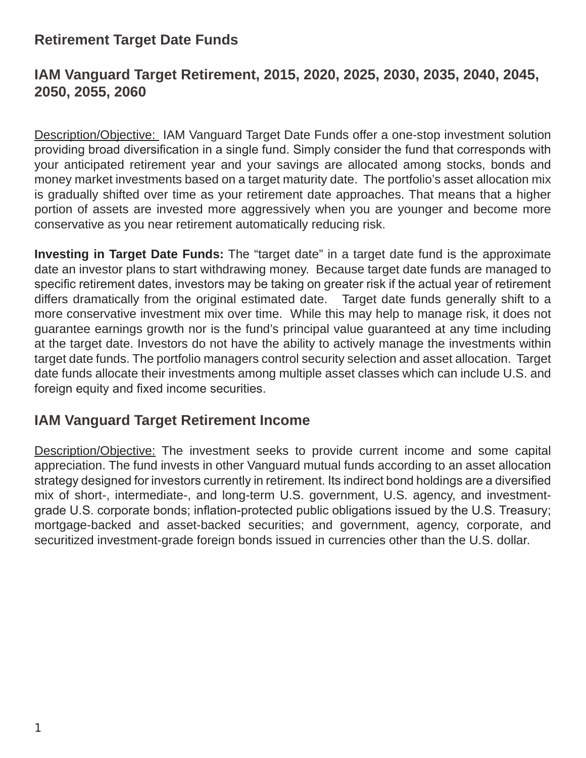## Retirement Target Date Funds

## IAM Vanguard Target Retirement, 2015, 2020, 2025, 2030, 2035, 2040, 2045, 2050, 2055, 2060

Description/Objective: IAM Vanguard Target Date Funds offer a one-stop investment solution providing broad diversification in a single fund. Simply consider the fund that corresponds with your anticipated retirement year and your savings are allocated among stocks, bonds and money market investments based on a target maturity date. The portfolio's asset allocation mix is gradually shifted over time as your retirement date approaches. That means that a higher portion of assets are invested more aggressively when you are younger and become more conservative as you near retirement automatically reducing risk.

**Investing in Target Date Funds:** The "target date" in a target date fund is the approximate date an investor plans to start withdrawing money. Because target date funds are managed to specific retirement dates, investors may be taking on greater risk if the actual year of retirement differs dramatically from the original estimated date. Target date funds generally shift to a more conservative investment mix over time. While this may help to manage risk, it does not guarantee earnings growth nor is the fund's principal value guaranteed at any time including at the target date. Investors do not have the ability to actively manage the investments within target date funds. The portfolio managers control security selection and asset allocation. Target date funds allocate their investments among multiple asset classes which can include U.S. and foreign equity and fixed income securities.

## IAM Vanguard Target Retirement Income

Description/Objective: The investment seeks to provide current income and some capital appreciation. The fund invests in other Vanguard mutual funds according to an asset allocation strategy designed for investors currently in retirement. Its indirect bond holdings are a diversified mix of short-, intermediate-, and long-term U.S. government, U.S. agency, and investment-grade U.S. corporate bonds; inflation-protected public obligations issued by the U.S. Treasury; mortgage-backed and asset-backed securities; and government, agency, corporate, and securitized investment-grade foreign bonds issued in currencies other than the U.S. dollar.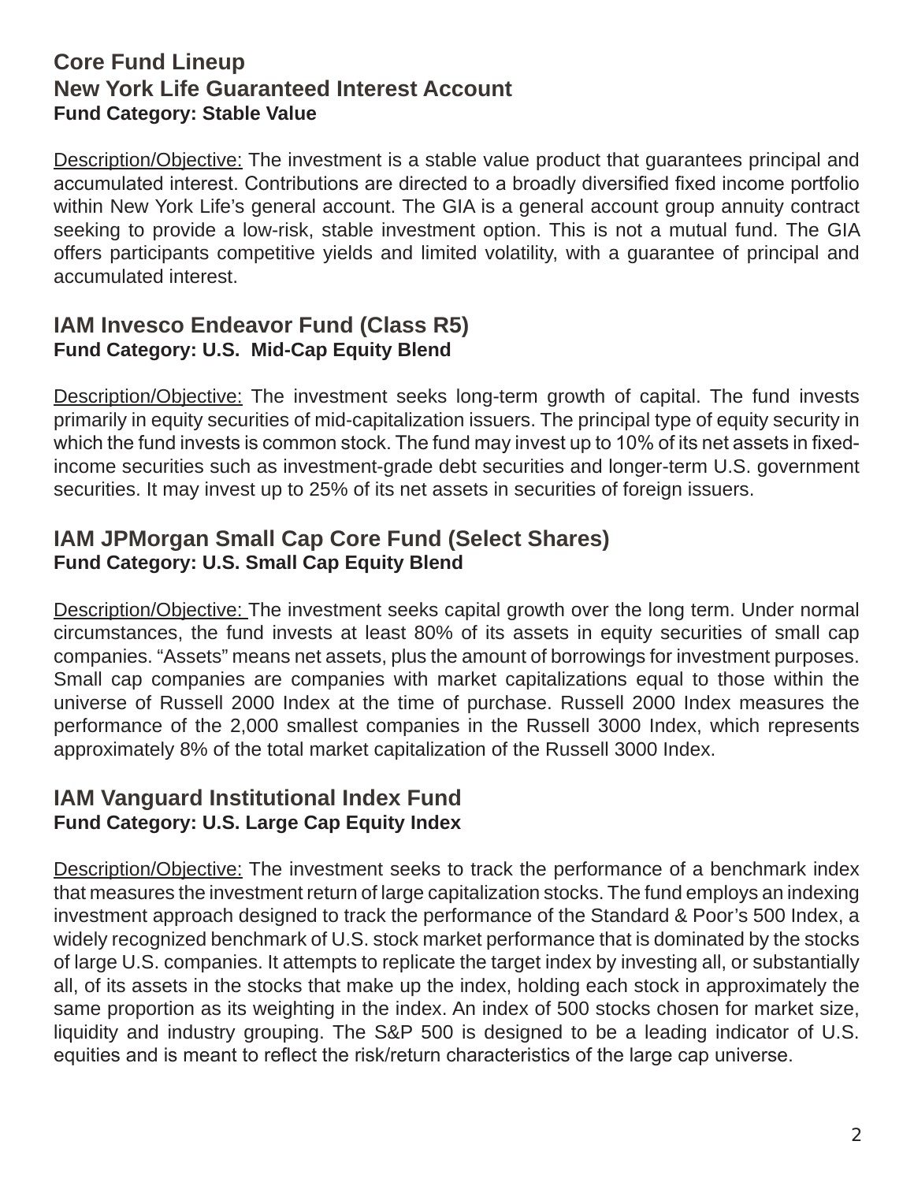## Core Fund Lineup

## New York Life Guaranteed Interest Account

**Fund Category: Stable Value**

Description/Objective: The investment is a stable value product that guarantees principal and accumulated interest. Contributions are directed to a broadly diversified fixed income portfolio within New York Life's general account. The GIA is a general account group annuity contract seeking to provide a low-risk, stable investment option. This is not a mutual fund. The GIA offers participants competitive yields and limited volatility, with a guarantee of principal and accumulated interest.

## IAM Invesco Endeavor Fund (Class R5)

**Fund Category: U.S. Mid-Cap Equity Blend**

Description/Objective: The investment seeks long-term growth of capital. The fund invests primarily in equity securities of mid-capitalization issuers. The principal type of equity security in which the fund invests is common stock. The fund may invest up to 10% of its net assets in fixed-income securities such as investment-grade debt securities and longer-term U.S. government securities. It may invest up to 25% of its net assets in securities of foreign issuers.

## IAM JPMorgan Small Cap Core Fund (Select Shares)

**Fund Category: U.S. Small Cap Equity Blend**

Description/Objective: The investment seeks capital growth over the long term. Under normal circumstances, the fund invests at least 80% of its assets in equity securities of small cap companies. "Assets" means net assets, plus the amount of borrowings for investment purposes. Small cap companies are companies with market capitalizations equal to those within the universe of Russell 2000 Index at the time of purchase. Russell 2000 Index measures the performance of the 2,000 smallest companies in the Russell 3000 Index, which represents approximately 8% of the total market capitalization of the Russell 3000 Index.

## IAM Vanguard Institutional Index Fund

**Fund Category: U.S. Large Cap Equity Index**

Description/Objective: The investment seeks to track the performance of a benchmark index that measures the investment return of large capitalization stocks. The fund employs an indexing investment approach designed to track the performance of the Standard & Poor's 500 Index, a widely recognized benchmark of U.S. stock market performance that is dominated by the stocks of large U.S. companies. It attempts to replicate the target index by investing all, or substantially all, of its assets in the stocks that make up the index, holding each stock in approximately the same proportion as its weighting in the index. An index of 500 stocks chosen for market size, liquidity and industry grouping. The S&P 500 is designed to be a leading indicator of U.S. equities and is meant to reflect the risk/return characteristics of the large cap universe.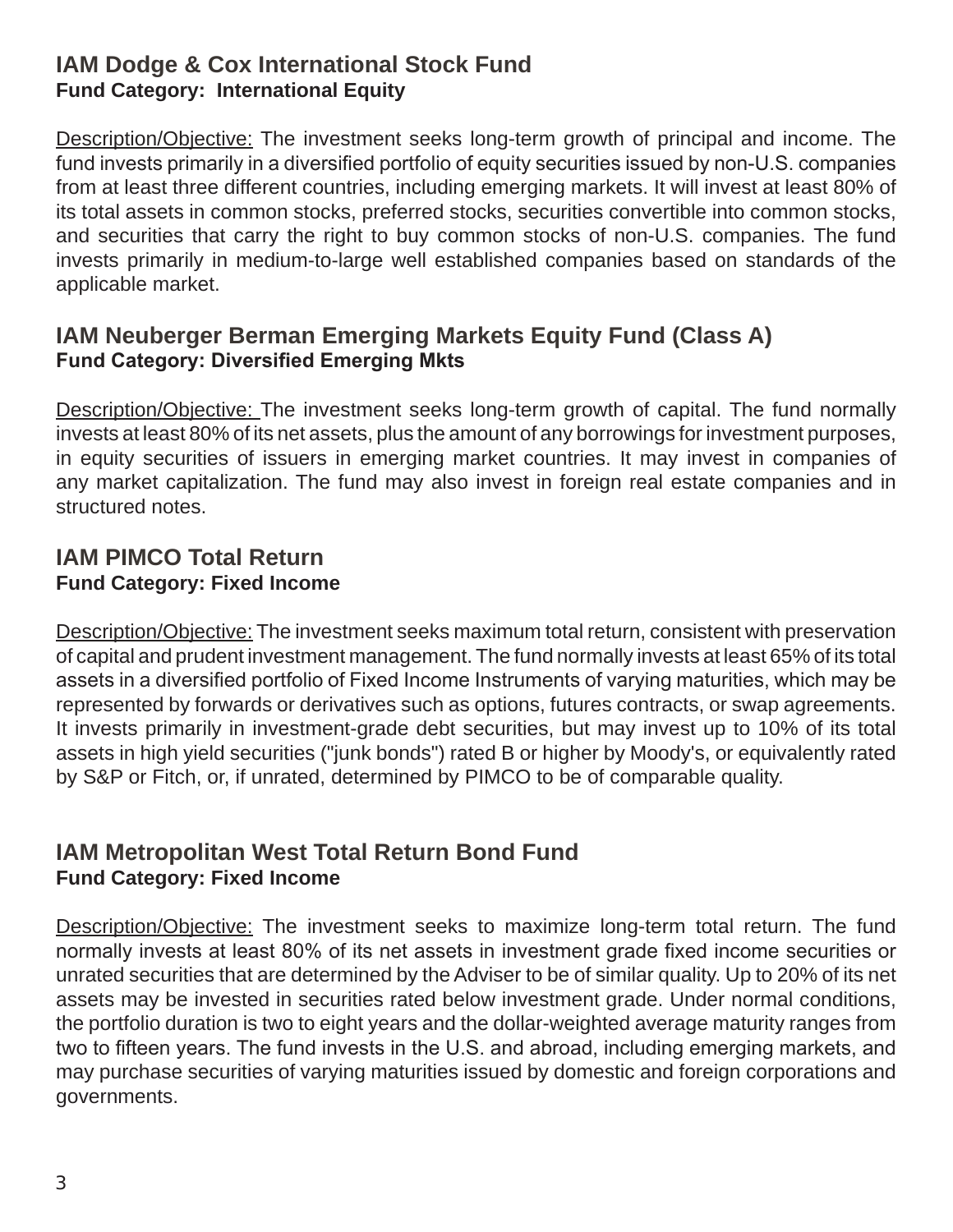## IAM Dodge & Cox International Stock Fund

**Fund Category: International Equity**

Description/Objective: The investment seeks long-term growth of principal and income. The fund invests primarily in a diversified portfolio of equity securities issued by non-U.S. companies from at least three different countries, including emerging markets. It will invest at least 80% of its total assets in common stocks, preferred stocks, securities convertible into common stocks, and securities that carry the right to buy common stocks of non-U.S. companies. The fund invests primarily in medium-to-large well established companies based on standards of the applicable market.

## IAM Neuberger Berman Emerging Markets Equity Fund (Class A)

**Fund Category: Diversified Emerging Mkts**

Description/Objective: The investment seeks long-term growth of capital. The fund normally invests at least 80% of its net assets, plus the amount of any borrowings for investment purposes, in equity securities of issuers in emerging market countries. It may invest in companies of any market capitalization. The fund may also invest in foreign real estate companies and in structured notes.

## IAM PIMCO Total Return

**Fund Category: Fixed Income**

Description/Objective: The investment seeks maximum total return, consistent with preservation of capital and prudent investment management. The fund normally invests at least 65% of its total assets in a diversified portfolio of Fixed Income Instruments of varying maturities, which may be represented by forwards or derivatives such as options, futures contracts, or swap agreements. It invests primarily in investment-grade debt securities, but may invest up to 10% of its total assets in high yield securities ("junk bonds") rated B or higher by Moody's, or equivalently rated by S&P or Fitch, or, if unrated, determined by PIMCO to be of comparable quality.

## IAM Metropolitan West Total Return Bond Fund

**Fund Category: Fixed Income**

Description/Objective: The investment seeks to maximize long-term total return. The fund normally invests at least 80% of its net assets in investment grade fixed income securities or unrated securities that are determined by the Adviser to be of similar quality. Up to 20% of its net assets may be invested in securities rated below investment grade. Under normal conditions, the portfolio duration is two to eight years and the dollar-weighted average maturity ranges from two to fifteen years. The fund invests in the U.S. and abroad, including emerging markets, and may purchase securities of varying maturities issued by domestic and foreign corporations and governments.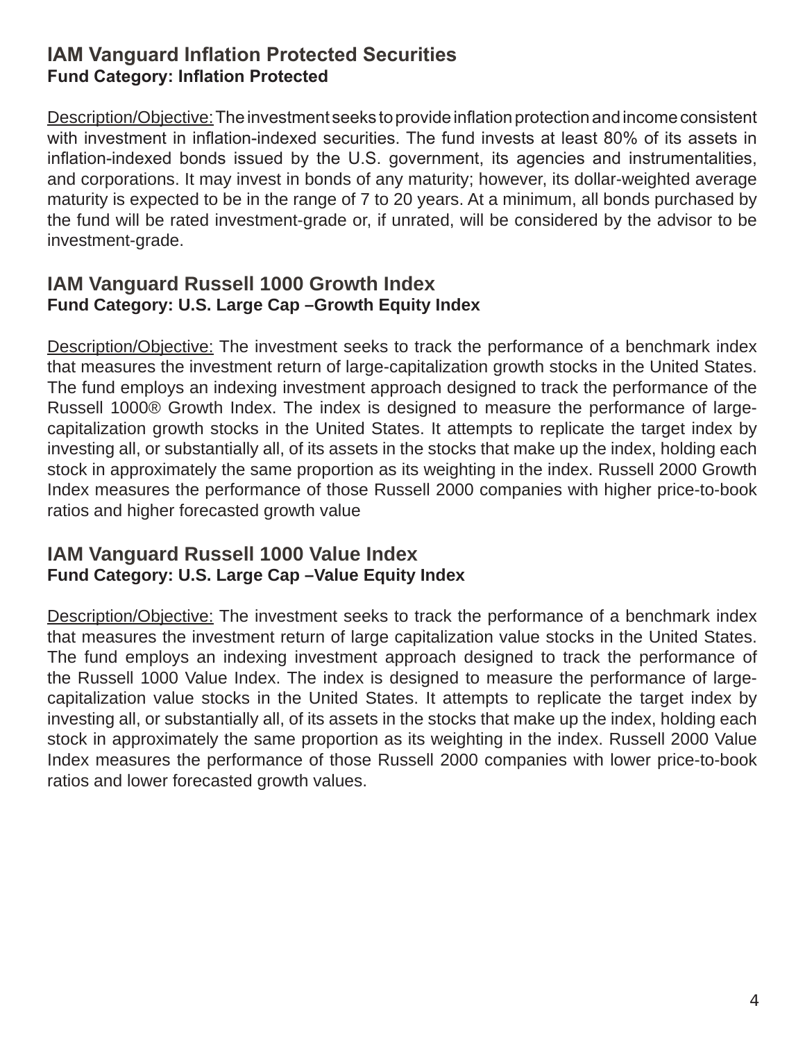## IAM Vanguard Inflation Protected Securities

**Fund Category: Inflation Protected**

Description/Objective: The investment seeks to provide inflation protection and income consistent with investment in inflation-indexed securities. The fund invests at least 80% of its assets in inflation-indexed bonds issued by the U.S. government, its agencies and instrumentalities, and corporations. It may invest in bonds of any maturity; however, its dollar-weighted average maturity is expected to be in the range of 7 to 20 years. At a minimum, all bonds purchased by the fund will be rated investment-grade or, if unrated, will be considered by the advisor to be investment-grade.

## IAM Vanguard Russell 1000 Growth Index

**Fund Category: U.S. Large Cap –Growth Equity Index**

Description/Objective: The investment seeks to track the performance of a benchmark index that measures the investment return of large-capitalization growth stocks in the United States. The fund employs an indexing investment approach designed to track the performance of the Russell 1000® Growth Index. The index is designed to measure the performance of large-capitalization growth stocks in the United States. It attempts to replicate the target index by investing all, or substantially all, of its assets in the stocks that make up the index, holding each stock in approximately the same proportion as its weighting in the index. Russell 2000 Growth Index measures the performance of those Russell 2000 companies with higher price-to-book ratios and higher forecasted growth value

## IAM Vanguard Russell 1000 Value Index

**Fund Category: U.S. Large Cap –Value Equity Index**

Description/Objective: The investment seeks to track the performance of a benchmark index that measures the investment return of large capitalization value stocks in the United States. The fund employs an indexing investment approach designed to track the performance of the Russell 1000 Value Index. The index is designed to measure the performance of large-capitalization value stocks in the United States. It attempts to replicate the target index by investing all, or substantially all, of its assets in the stocks that make up the index, holding each stock in approximately the same proportion as its weighting in the index. Russell 2000 Value Index measures the performance of those Russell 2000 companies with lower price-to-book ratios and lower forecasted growth values.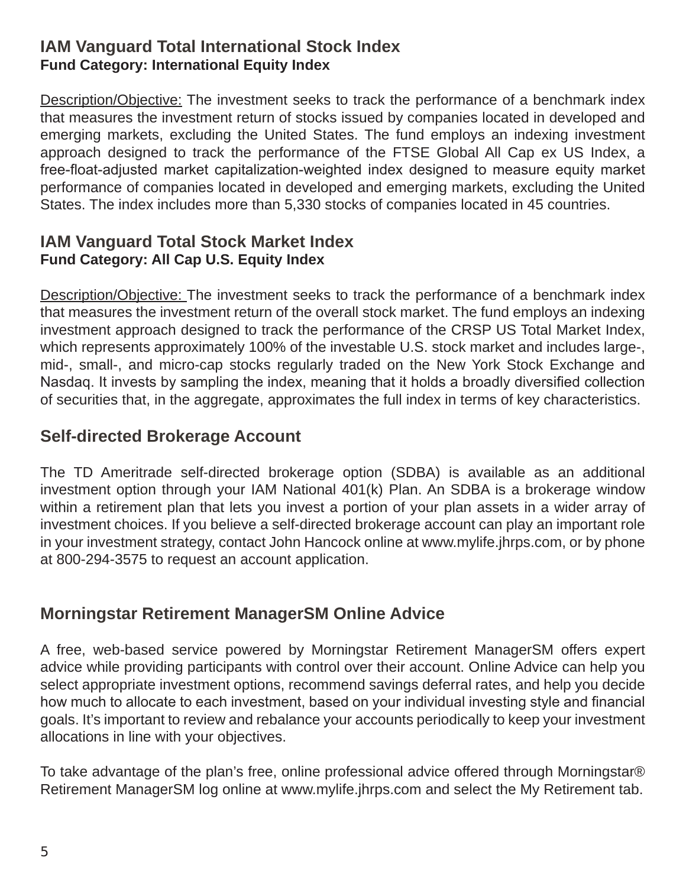## IAM Vanguard Total International Stock Index

**Fund Category: International Equity Index**

Description/Objective: The investment seeks to track the performance of a benchmark index that measures the investment return of stocks issued by companies located in developed and emerging markets, excluding the United States. The fund employs an indexing investment approach designed to track the performance of the FTSE Global All Cap ex US Index, a free-float-adjusted market capitalization-weighted index designed to measure equity market performance of companies located in developed and emerging markets, excluding the United States. The index includes more than 5,330 stocks of companies located in 45 countries.

## IAM Vanguard Total Stock Market Index

**Fund Category: All Cap U.S. Equity Index**

Description/Objective: The investment seeks to track the performance of a benchmark index that measures the investment return of the overall stock market. The fund employs an indexing investment approach designed to track the performance of the CRSP US Total Market Index, which represents approximately 100% of the investable U.S. stock market and includes large-, mid-, small-, and micro-cap stocks regularly traded on the New York Stock Exchange and Nasdaq. It invests by sampling the index, meaning that it holds a broadly diversified collection of securities that, in the aggregate, approximates the full index in terms of key characteristics.

## Self-directed Brokerage Account

The TD Ameritrade self-directed brokerage option (SDBA) is available as an additional investment option through your IAM National 401(k) Plan. An SDBA is a brokerage window within a retirement plan that lets you invest a portion of your plan assets in a wider array of investment choices. If you believe a self-directed brokerage account can play an important role in your investment strategy, contact John Hancock online at www.mylife.jhrps.com, or by phone at 800-294-3575 to request an account application.

## Morningstar Retirement ManagerSM Online Advice

A free, web-based service powered by Morningstar Retirement ManagerSM offers expert advice while providing participants with control over their account. Online Advice can help you select appropriate investment options, recommend savings deferral rates, and help you decide how much to allocate to each investment, based on your individual investing style and financial goals. It's important to review and rebalance your accounts periodically to keep your investment allocations in line with your objectives.

To take advantage of the plan's free, online professional advice offered through Morningstar® Retirement ManagerSM log online at www.mylife.jhrps.com and select the My Retirement tab.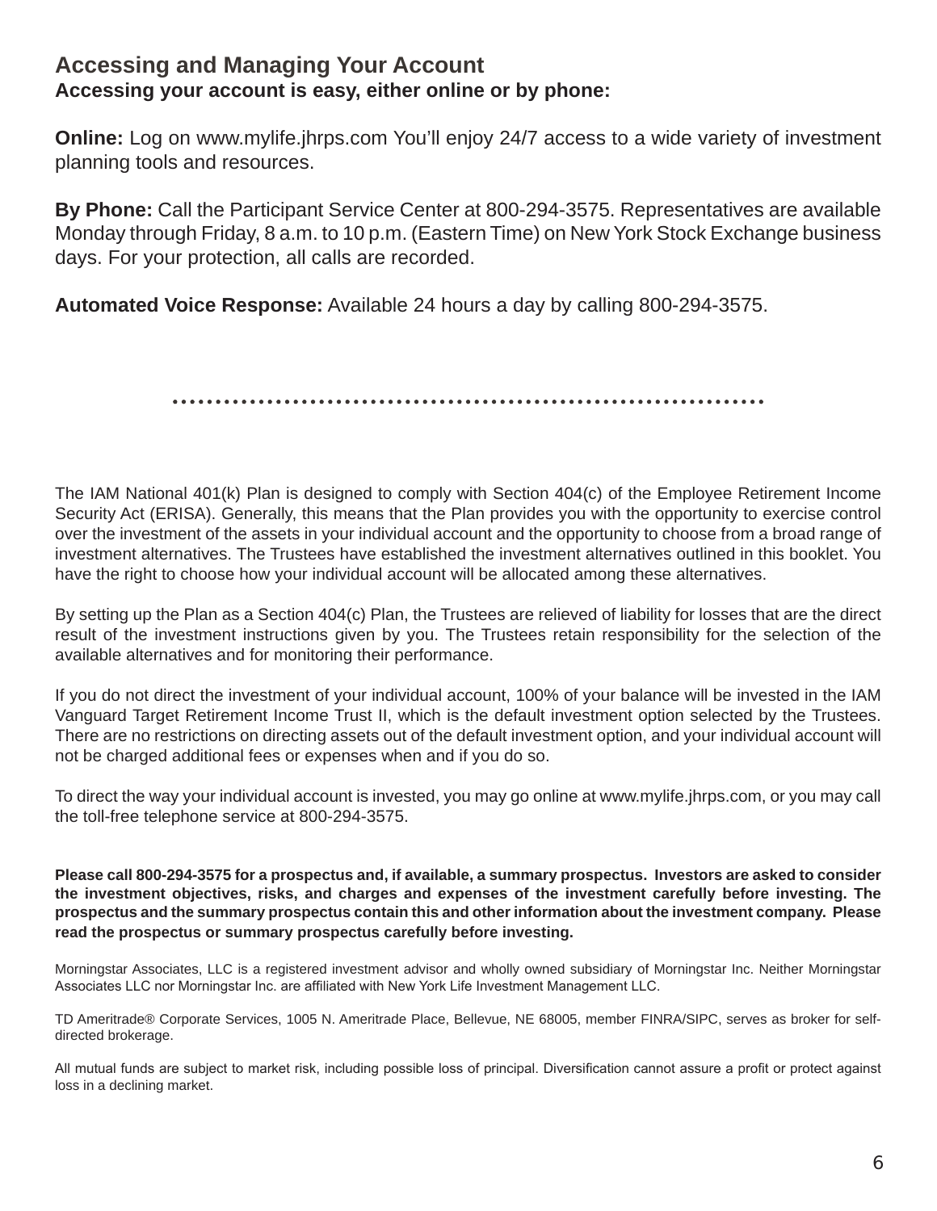## Accessing and Managing Your Account

### Accessing your account is easy, either online or by phone:

**Online:** Log on www.mylife.jhrps.com You'll enjoy 24/7 access to a wide variety of investment planning tools and resources.

**By Phone:** Call the Participant Service Center at 800-294-3575. Representatives are available Monday through Friday, 8 a.m. to 10 p.m. (Eastern Time) on New York Stock Exchange business days. For your protection, all calls are recorded.

**Automated Voice Response:** Available 24 hours a day by calling 800-294-3575.

---

The IAM National 401(k) Plan is designed to comply with Section 404(c) of the Employee Retirement Income Security Act (ERISA). Generally, this means that the Plan provides you with the opportunity to exercise control over the investment of the assets in your individual account and the opportunity to choose from a broad range of investment alternatives. The Trustees have established the investment alternatives outlined in this booklet. You have the right to choose how your individual account will be allocated among these alternatives.

By setting up the Plan as a Section 404(c) Plan, the Trustees are relieved of liability for losses that are the direct result of the investment instructions given by you. The Trustees retain responsibility for the selection of the available alternatives and for monitoring their performance.

If you do not direct the investment of your individual account, 100% of your balance will be invested in the IAM Vanguard Target Retirement Income Trust II, which is the default investment option selected by the Trustees. There are no restrictions on directing assets out of the default investment option, and your individual account will not be charged additional fees or expenses when and if you do so.

To direct the way your individual account is invested, you may go online at www.mylife.jhrps.com, or you may call the toll-free telephone service at 800-294-3575.

**Please call 800-294-3575 for a prospectus and, if available, a summary prospectus. Investors are asked to consider the investment objectives, risks, and charges and expenses of the investment carefully before investing. The prospectus and the summary prospectus contain this and other information about the investment company. Please read the prospectus or summary prospectus carefully before investing.**

Morningstar Associates, LLC is a registered investment advisor and wholly owned subsidiary of Morningstar Inc. Neither Morningstar Associates LLC nor Morningstar Inc. are affiliated with New York Life Investment Management LLC.

TD Ameritrade® Corporate Services, 1005 N. Ameritrade Place, Bellevue, NE 68005, member FINRA/SIPC, serves as broker for self-directed brokerage.

All mutual funds are subject to market risk, including possible loss of principal. Diversification cannot assure a profit or protect against loss in a declining market.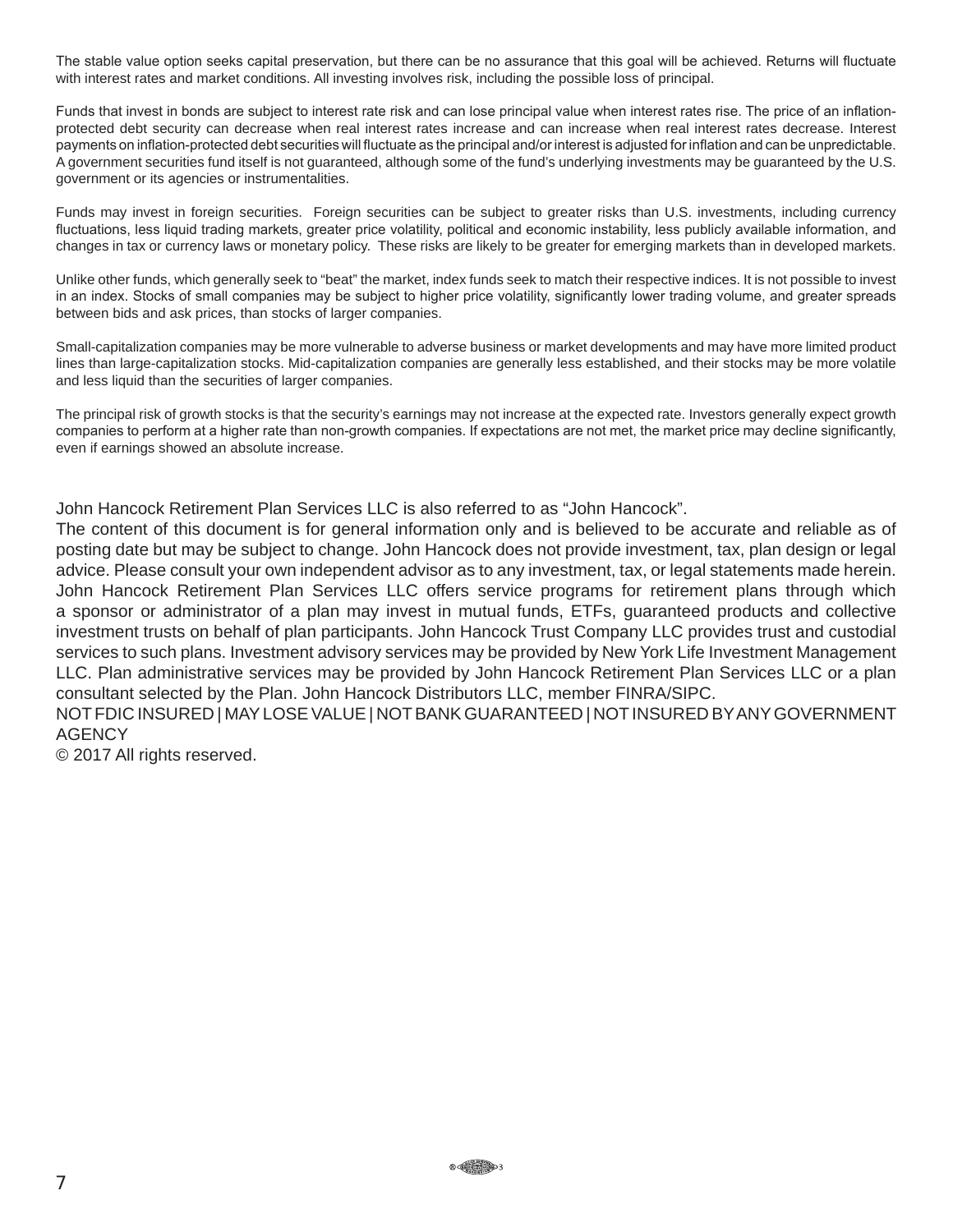The stable value option seeks capital preservation, but there can be no assurance that this goal will be achieved. Returns will fluctuate with interest rates and market conditions. All investing involves risk, including the possible loss of principal.

Funds that invest in bonds are subject to interest rate risk and can lose principal value when interest rates rise. The price of an inflation-protected debt security can decrease when real interest rates increase and can increase when real interest rates decrease. Interest payments on inflation-protected debt securities will fluctuate as the principal and/or interest is adjusted for inflation and can be unpredictable. A government securities fund itself is not guaranteed, although some of the fund's underlying investments may be guaranteed by the U.S. government or its agencies or instrumentalities.

Funds may invest in foreign securities. Foreign securities can be subject to greater risks than U.S. investments, including currency fluctuations, less liquid trading markets, greater price volatility, political and economic instability, less publicly available information, and changes in tax or currency laws or monetary policy. These risks are likely to be greater for emerging markets than in developed markets.

Unlike other funds, which generally seek to "beat" the market, index funds seek to match their respective indices. It is not possible to invest in an index. Stocks of small companies may be subject to higher price volatility, significantly lower trading volume, and greater spreads between bids and ask prices, than stocks of larger companies.

Small-capitalization companies may be more vulnerable to adverse business or market developments and may have more limited product lines than large-capitalization stocks. Mid-capitalization companies are generally less established, and their stocks may be more volatile and less liquid than the securities of larger companies.

The principal risk of growth stocks is that the security's earnings may not increase at the expected rate. Investors generally expect growth companies to perform at a higher rate than non-growth companies. If expectations are not met, the market price may decline significantly, even if earnings showed an absolute increase.

John Hancock Retirement Plan Services LLC is also referred to as "John Hancock".
The content of this document is for general information only and is believed to be accurate and reliable as of posting date but may be subject to change. John Hancock does not provide investment, tax, plan design or legal advice. Please consult your own independent advisor as to any investment, tax, or legal statements made herein. John Hancock Retirement Plan Services LLC offers service programs for retirement plans through which a sponsor or administrator of a plan may invest in mutual funds, ETFs, guaranteed products and collective investment trusts on behalf of plan participants. John Hancock Trust Company LLC provides trust and custodial services to such plans. Investment advisory services may be provided by New York Life Investment Management LLC. Plan administrative services may be provided by John Hancock Retirement Plan Services LLC or a plan consultant selected by the Plan. John Hancock Distributors LLC, member FINRA/SIPC.
NOT FDIC INSURED | MAY LOSE VALUE | NOT BANK GUARANTEED | NOT INSURED BY ANY GOVERNMENT AGENCY
© 2017 All rights reserved.